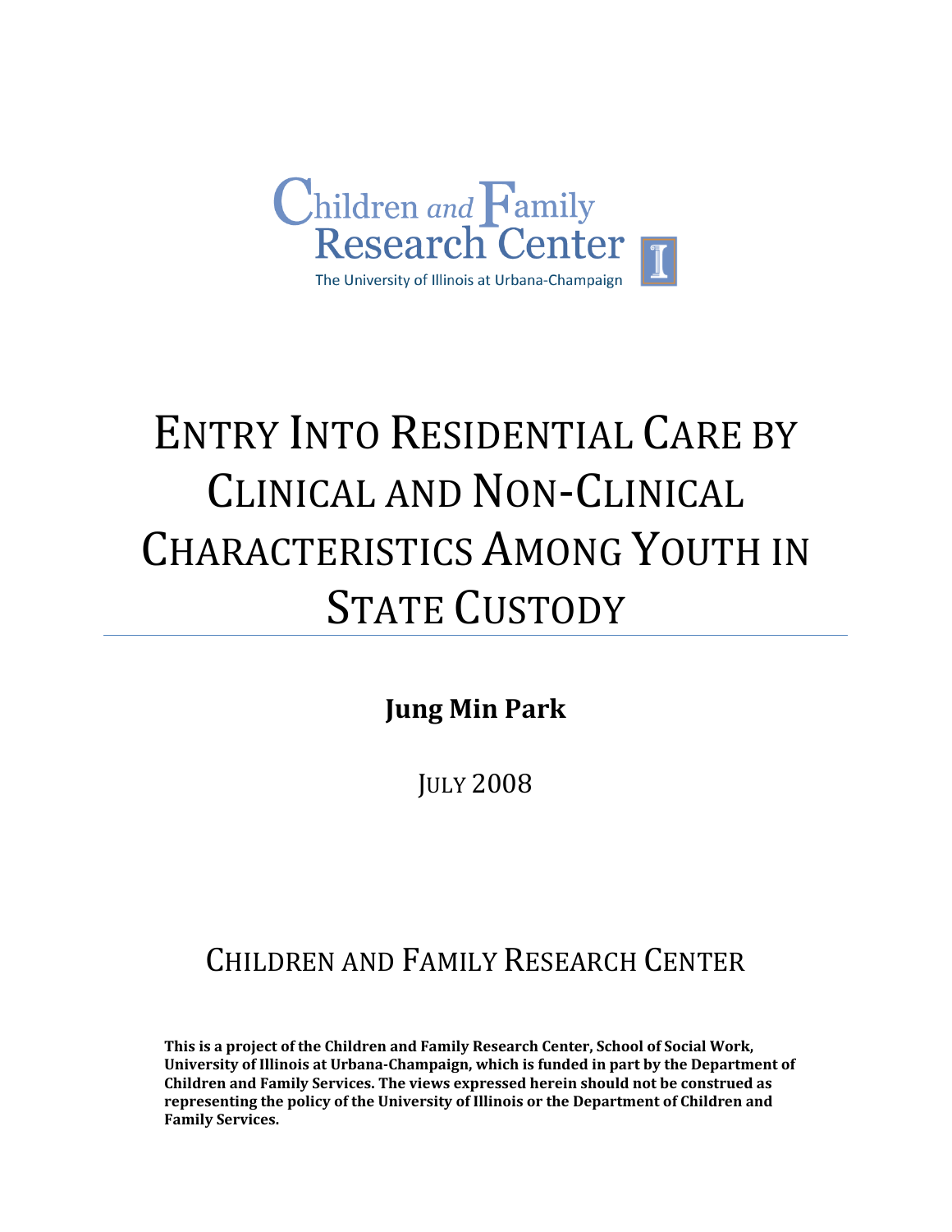Children and Family Research Center

The University of Illinois at Urbana-Champaign

# ENTRY INTO RESIDENTIAL CARE BY CLINICAL AND NON-CLINICAL CHARACTERISTICS AMONG YOUTH IN STATE CUSTODY

**Jung Min Park**

JULY 2008

CHILDREN AND FAMILY RESEARCH CENTER

**This is a project of the Children and Family Research Center, School of Social Work, University of Illinois at Urbana-Champaign, which is funded in part by the Department of Children and Family Services. The views expressed herein should not be construed as representing the policy of the University of Illinois or the Department of Children and Family Services.**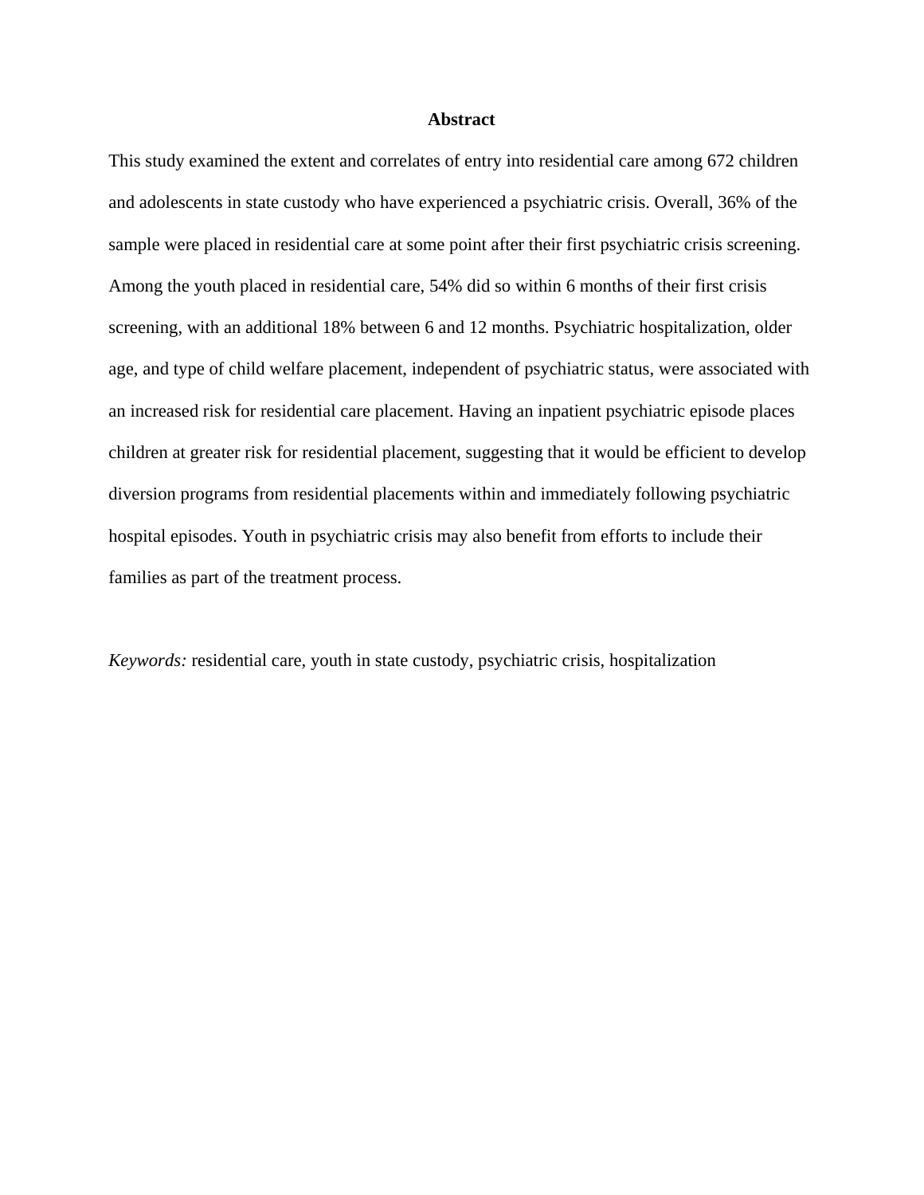# Abstract

This study examined the extent and correlates of entry into residential care among 672 children and adolescents in state custody who have experienced a psychiatric crisis. Overall, 36% of the sample were placed in residential care at some point after their first psychiatric crisis screening. Among the youth placed in residential care, 54% did so within 6 months of their first crisis screening, with an additional 18% between 6 and 12 months. Psychiatric hospitalization, older age, and type of child welfare placement, independent of psychiatric status, were associated with an increased risk for residential care placement. Having an inpatient psychiatric episode places children at greater risk for residential placement, suggesting that it would be efficient to develop diversion programs from residential placements within and immediately following psychiatric hospital episodes. Youth in psychiatric crisis may also benefit from efforts to include their families as part of the treatment process.

*Keywords:* residential care, youth in state custody, psychiatric crisis, hospitalization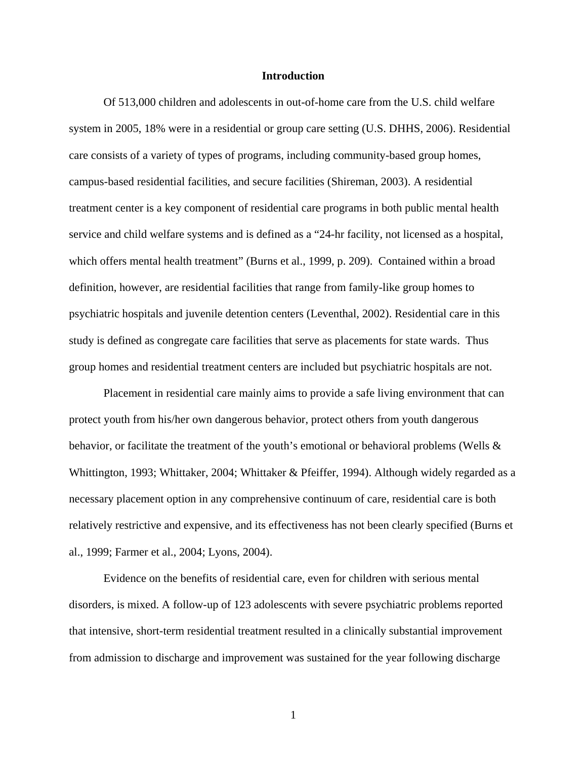# Introduction

Of 513,000 children and adolescents in out-of-home care from the U.S. child welfare system in 2005, 18% were in a residential or group care setting (U.S. DHHS, 2006). Residential care consists of a variety of types of programs, including community-based group homes, campus-based residential facilities, and secure facilities (Shireman, 2003). A residential treatment center is a key component of residential care programs in both public mental health service and child welfare systems and is defined as a "24-hr facility, not licensed as a hospital, which offers mental health treatment" (Burns et al., 1999, p. 209). Contained within a broad definition, however, are residential facilities that range from family-like group homes to psychiatric hospitals and juvenile detention centers (Leventhal, 2002). Residential care in this study is defined as congregate care facilities that serve as placements for state wards. Thus group homes and residential treatment centers are included but psychiatric hospitals are not.

Placement in residential care mainly aims to provide a safe living environment that can protect youth from his/her own dangerous behavior, protect others from youth dangerous behavior, or facilitate the treatment of the youth's emotional or behavioral problems (Wells & Whittington, 1993; Whittaker, 2004; Whittaker & Pfeiffer, 1994). Although widely regarded as a necessary placement option in any comprehensive continuum of care, residential care is both relatively restrictive and expensive, and its effectiveness has not been clearly specified (Burns et al., 1999; Farmer et al., 2004; Lyons, 2004).

Evidence on the benefits of residential care, even for children with serious mental disorders, is mixed. A follow-up of 123 adolescents with severe psychiatric problems reported that intensive, short-term residential treatment resulted in a clinically substantial improvement from admission to discharge and improvement was sustained for the year following discharge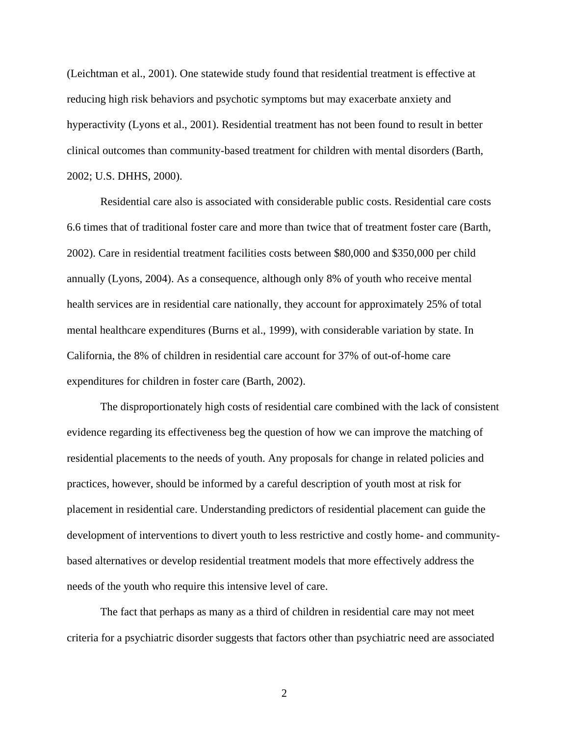(Leichtman et al., 2001). One statewide study found that residential treatment is effective at reducing high risk behaviors and psychotic symptoms but may exacerbate anxiety and hyperactivity (Lyons et al., 2001). Residential treatment has not been found to result in better clinical outcomes than community-based treatment for children with mental disorders (Barth, 2002; U.S. DHHS, 2000).

Residential care also is associated with considerable public costs. Residential care costs 6.6 times that of traditional foster care and more than twice that of treatment foster care (Barth, 2002). Care in residential treatment facilities costs between $80,000 and $350,000 per child annually (Lyons, 2004). As a consequence, although only 8% of youth who receive mental health services are in residential care nationally, they account for approximately 25% of total mental healthcare expenditures (Burns et al., 1999), with considerable variation by state. In California, the 8% of children in residential care account for 37% of out-of-home care expenditures for children in foster care (Barth, 2002).

The disproportionately high costs of residential care combined with the lack of consistent evidence regarding its effectiveness beg the question of how we can improve the matching of residential placements to the needs of youth. Any proposals for change in related policies and practices, however, should be informed by a careful description of youth most at risk for placement in residential care. Understanding predictors of residential placement can guide the development of interventions to divert youth to less restrictive and costly home- and community-based alternatives or develop residential treatment models that more effectively address the needs of the youth who require this intensive level of care.

The fact that perhaps as many as a third of children in residential care may not meet criteria for a psychiatric disorder suggests that factors other than psychiatric need are associated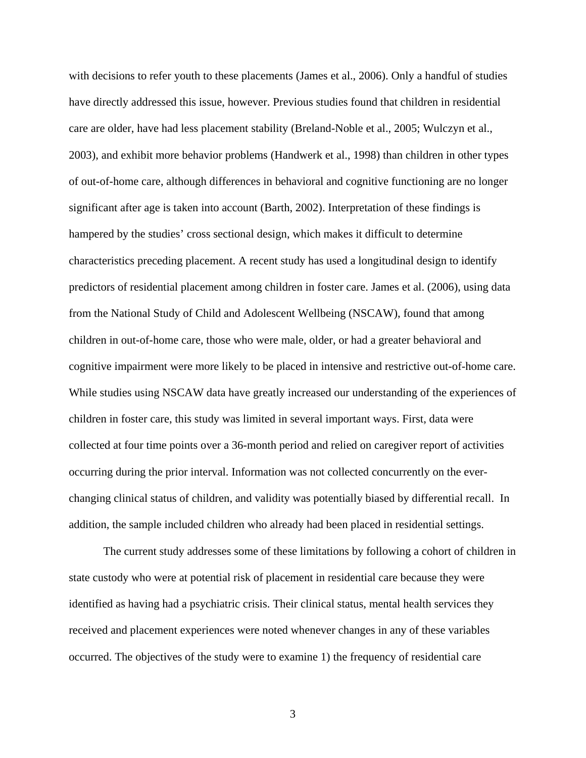with decisions to refer youth to these placements (James et al., 2006). Only a handful of studies have directly addressed this issue, however. Previous studies found that children in residential care are older, have had less placement stability (Breland-Noble et al., 2005; Wulczyn et al., 2003), and exhibit more behavior problems (Handwerk et al., 1998) than children in other types of out-of-home care, although differences in behavioral and cognitive functioning are no longer significant after age is taken into account (Barth, 2002). Interpretation of these findings is hampered by the studies' cross sectional design, which makes it difficult to determine characteristics preceding placement. A recent study has used a longitudinal design to identify predictors of residential placement among children in foster care. James et al. (2006), using data from the National Study of Child and Adolescent Wellbeing (NSCAW), found that among children in out-of-home care, those who were male, older, or had a greater behavioral and cognitive impairment were more likely to be placed in intensive and restrictive out-of-home care. While studies using NSCAW data have greatly increased our understanding of the experiences of children in foster care, this study was limited in several important ways. First, data were collected at four time points over a 36-month period and relied on caregiver report of activities occurring during the prior interval. Information was not collected concurrently on the ever-changing clinical status of children, and validity was potentially biased by differential recall. In addition, the sample included children who already had been placed in residential settings.

The current study addresses some of these limitations by following a cohort of children in state custody who were at potential risk of placement in residential care because they were identified as having had a psychiatric crisis. Their clinical status, mental health services they received and placement experiences were noted whenever changes in any of these variables occurred. The objectives of the study were to examine 1) the frequency of residential care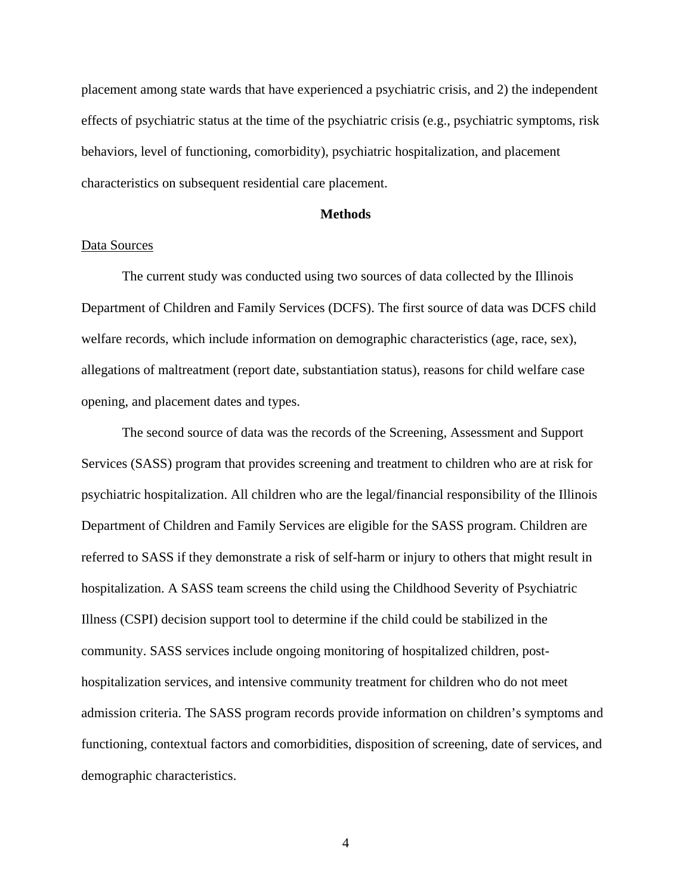placement among state wards that have experienced a psychiatric crisis, and 2) the independent effects of psychiatric status at the time of the psychiatric crisis (e.g., psychiatric symptoms, risk behaviors, level of functioning, comorbidity), psychiatric hospitalization, and placement characteristics on subsequent residential care placement.

## Methods

### Data Sources

The current study was conducted using two sources of data collected by the Illinois Department of Children and Family Services (DCFS). The first source of data was DCFS child welfare records, which include information on demographic characteristics (age, race, sex), allegations of maltreatment (report date, substantiation status), reasons for child welfare case opening, and placement dates and types.

The second source of data was the records of the Screening, Assessment and Support Services (SASS) program that provides screening and treatment to children who are at risk for psychiatric hospitalization. All children who are the legal/financial responsibility of the Illinois Department of Children and Family Services are eligible for the SASS program. Children are referred to SASS if they demonstrate a risk of self-harm or injury to others that might result in hospitalization. A SASS team screens the child using the Childhood Severity of Psychiatric Illness (CSPI) decision support tool to determine if the child could be stabilized in the community. SASS services include ongoing monitoring of hospitalized children, post-hospitalization services, and intensive community treatment for children who do not meet admission criteria. The SASS program records provide information on children's symptoms and functioning, contextual factors and comorbidities, disposition of screening, date of services, and demographic characteristics.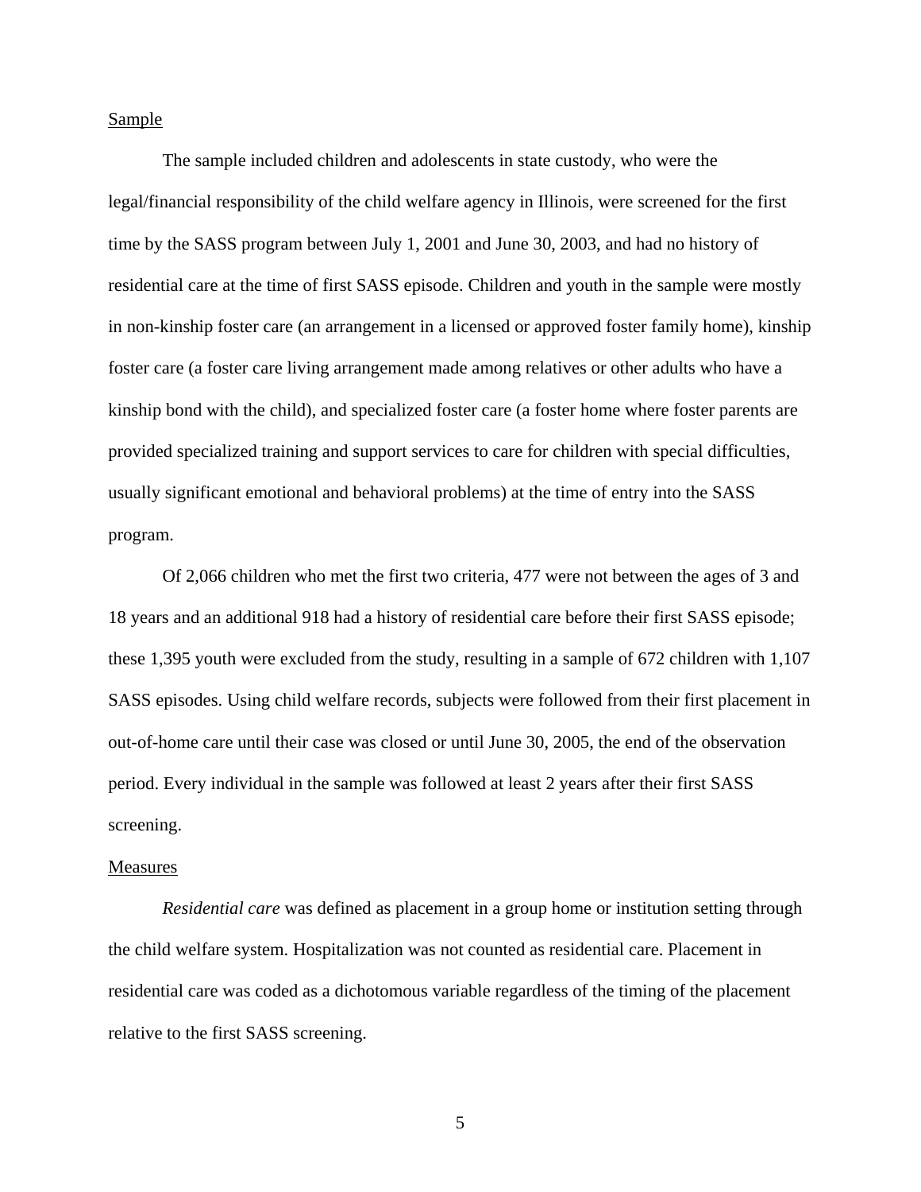## Sample

The sample included children and adolescents in state custody, who were the legal/financial responsibility of the child welfare agency in Illinois, were screened for the first time by the SASS program between July 1, 2001 and June 30, 2003, and had no history of residential care at the time of first SASS episode. Children and youth in the sample were mostly in non-kinship foster care (an arrangement in a licensed or approved foster family home), kinship foster care (a foster care living arrangement made among relatives or other adults who have a kinship bond with the child), and specialized foster care (a foster home where foster parents are provided specialized training and support services to care for children with special difficulties, usually significant emotional and behavioral problems) at the time of entry into the SASS program.

Of 2,066 children who met the first two criteria, 477 were not between the ages of 3 and 18 years and an additional 918 had a history of residential care before their first SASS episode; these 1,395 youth were excluded from the study, resulting in a sample of 672 children with 1,107 SASS episodes. Using child welfare records, subjects were followed from their first placement in out-of-home care until their case was closed or until June 30, 2005, the end of the observation period. Every individual in the sample was followed at least 2 years after their first SASS screening.

## Measures

*Residential care* was defined as placement in a group home or institution setting through the child welfare system. Hospitalization was not counted as residential care. Placement in residential care was coded as a dichotomous variable regardless of the timing of the placement relative to the first SASS screening.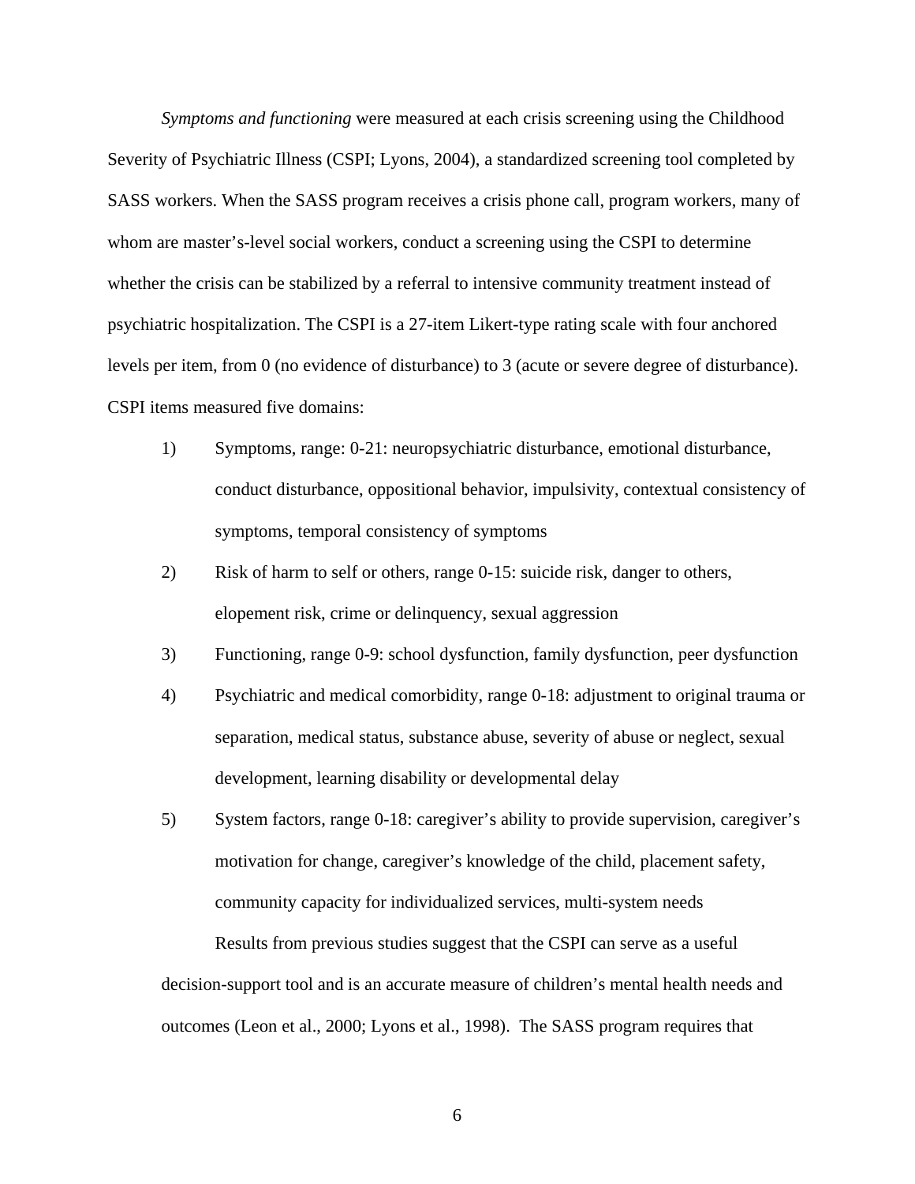*Symptoms and functioning* were measured at each crisis screening using the Childhood Severity of Psychiatric Illness (CSPI; Lyons, 2004), a standardized screening tool completed by SASS workers. When the SASS program receives a crisis phone call, program workers, many of whom are master's-level social workers, conduct a screening using the CSPI to determine whether the crisis can be stabilized by a referral to intensive community treatment instead of psychiatric hospitalization. The CSPI is a 27-item Likert-type rating scale with four anchored levels per item, from 0 (no evidence of disturbance) to 3 (acute or severe degree of disturbance). CSPI items measured five domains:

1) Symptoms, range: 0-21: neuropsychiatric disturbance, emotional disturbance, conduct disturbance, oppositional behavior, impulsivity, contextual consistency of symptoms, temporal consistency of symptoms
2) Risk of harm to self or others, range 0-15: suicide risk, danger to others, elopement risk, crime or delinquency, sexual aggression
3) Functioning, range 0-9: school dysfunction, family dysfunction, peer dysfunction
4) Psychiatric and medical comorbidity, range 0-18: adjustment to original trauma or separation, medical status, substance abuse, severity of abuse or neglect, sexual development, learning disability or developmental delay
5) System factors, range 0-18: caregiver's ability to provide supervision, caregiver's motivation for change, caregiver's knowledge of the child, placement safety, community capacity for individualized services, multi-system needs

Results from previous studies suggest that the CSPI can serve as a useful decision-support tool and is an accurate measure of children's mental health needs and outcomes (Leon et al., 2000; Lyons et al., 1998). The SASS program requires that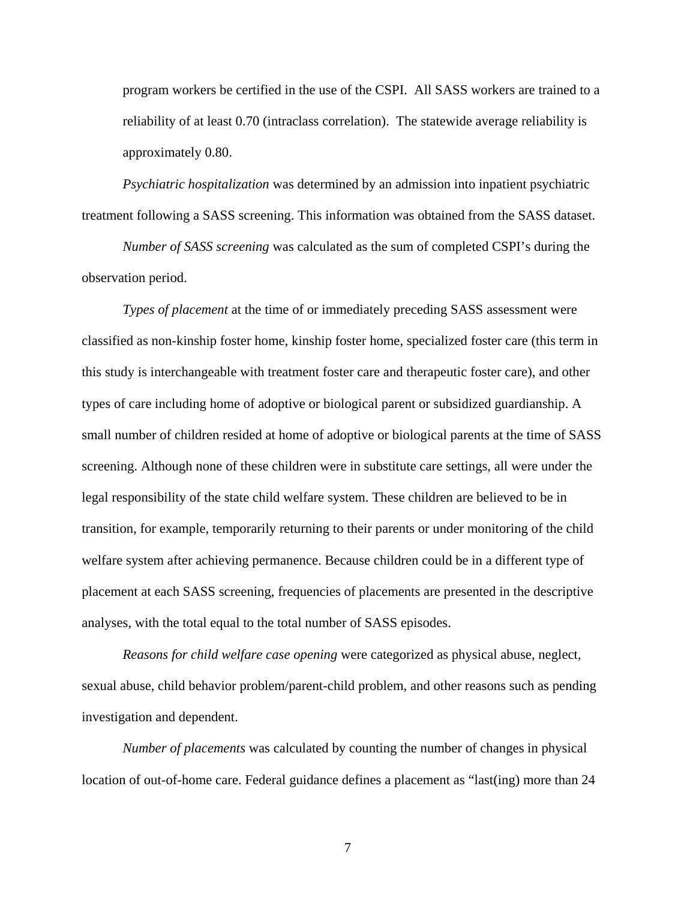program workers be certified in the use of the CSPI. All SASS workers are trained to a reliability of at least 0.70 (intraclass correlation). The statewide average reliability is approximately 0.80.

*Psychiatric hospitalization* was determined by an admission into inpatient psychiatric treatment following a SASS screening. This information was obtained from the SASS dataset.

*Number of SASS screening* was calculated as the sum of completed CSPI's during the observation period.

*Types of placement* at the time of or immediately preceding SASS assessment were classified as non-kinship foster home, kinship foster home, specialized foster care (this term in this study is interchangeable with treatment foster care and therapeutic foster care), and other types of care including home of adoptive or biological parent or subsidized guardianship. A small number of children resided at home of adoptive or biological parents at the time of SASS screening. Although none of these children were in substitute care settings, all were under the legal responsibility of the state child welfare system. These children are believed to be in transition, for example, temporarily returning to their parents or under monitoring of the child welfare system after achieving permanence. Because children could be in a different type of placement at each SASS screening, frequencies of placements are presented in the descriptive analyses, with the total equal to the total number of SASS episodes.

*Reasons for child welfare case opening* were categorized as physical abuse, neglect, sexual abuse, child behavior problem/parent-child problem, and other reasons such as pending investigation and dependent.

*Number of placements* was calculated by counting the number of changes in physical location of out-of-home care. Federal guidance defines a placement as "last(ing) more than 24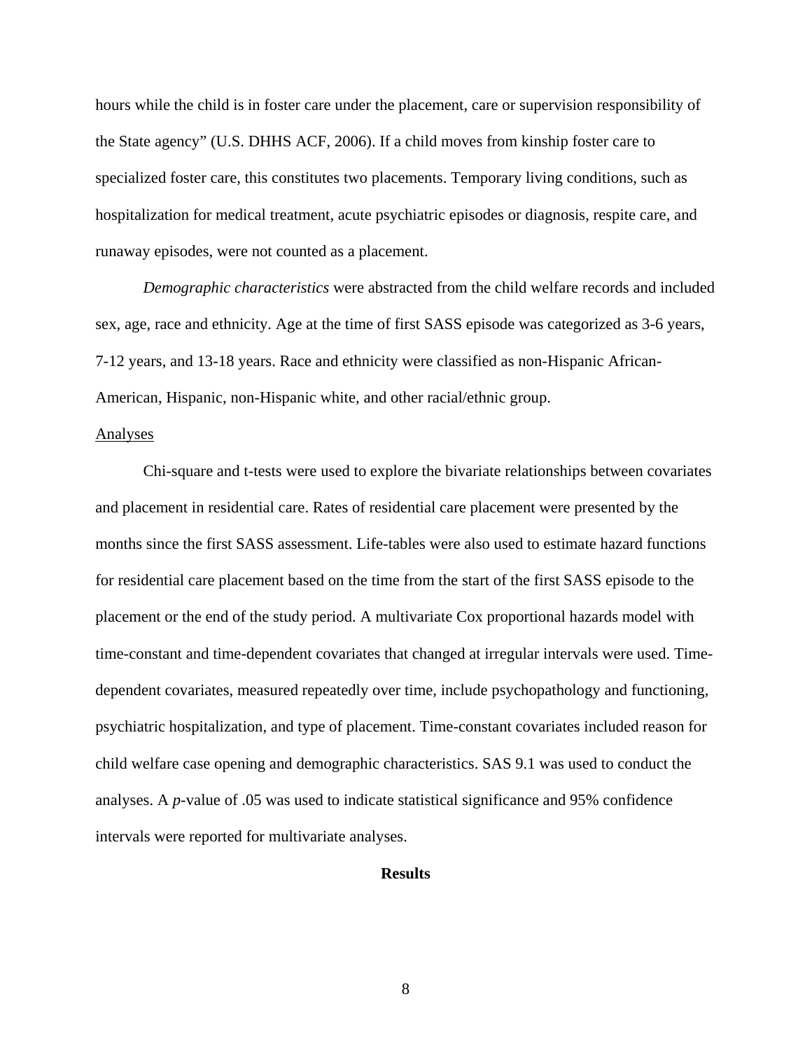hours while the child is in foster care under the placement, care or supervision responsibility of the State agency" (U.S. DHHS ACF, 2006). If a child moves from kinship foster care to specialized foster care, this constitutes two placements. Temporary living conditions, such as hospitalization for medical treatment, acute psychiatric episodes or diagnosis, respite care, and runaway episodes, were not counted as a placement.

*Demographic characteristics* were abstracted from the child welfare records and included sex, age, race and ethnicity. Age at the time of first SASS episode was categorized as 3-6 years, 7-12 years, and 13-18 years. Race and ethnicity were classified as non-Hispanic African-American, Hispanic, non-Hispanic white, and other racial/ethnic group.

<u>Analyses</u>

Chi-square and t-tests were used to explore the bivariate relationships between covariates and placement in residential care. Rates of residential care placement were presented by the months since the first SASS assessment. Life-tables were also used to estimate hazard functions for residential care placement based on the time from the start of the first SASS episode to the placement or the end of the study period. A multivariate Cox proportional hazards model with time-constant and time-dependent covariates that changed at irregular intervals were used. Time-dependent covariates, measured repeatedly over time, include psychopathology and functioning, psychiatric hospitalization, and type of placement. Time-constant covariates included reason for child welfare case opening and demographic characteristics. SAS 9.1 was used to conduct the analyses. A *p*-value of .05 was used to indicate statistical significance and 95% confidence intervals were reported for multivariate analyses.

## Results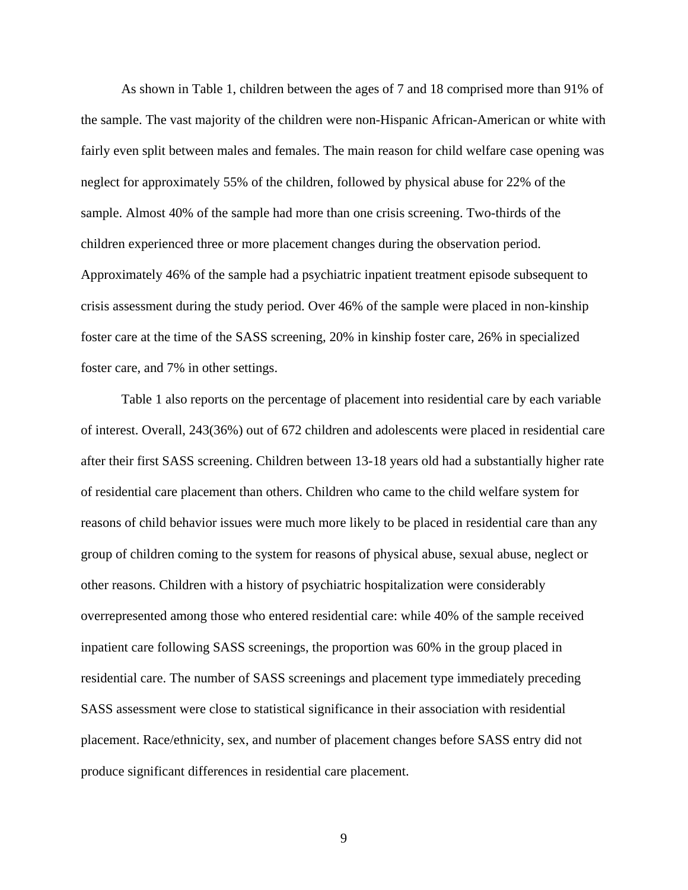As shown in Table 1, children between the ages of 7 and 18 comprised more than 91% of the sample. The vast majority of the children were non-Hispanic African-American or white with fairly even split between males and females. The main reason for child welfare case opening was neglect for approximately 55% of the children, followed by physical abuse for 22% of the sample. Almost 40% of the sample had more than one crisis screening. Two-thirds of the children experienced three or more placement changes during the observation period. Approximately 46% of the sample had a psychiatric inpatient treatment episode subsequent to crisis assessment during the study period. Over 46% of the sample were placed in non-kinship foster care at the time of the SASS screening, 20% in kinship foster care, 26% in specialized foster care, and 7% in other settings.

Table 1 also reports on the percentage of placement into residential care by each variable of interest. Overall, 243(36%) out of 672 children and adolescents were placed in residential care after their first SASS screening. Children between 13-18 years old had a substantially higher rate of residential care placement than others. Children who came to the child welfare system for reasons of child behavior issues were much more likely to be placed in residential care than any group of children coming to the system for reasons of physical abuse, sexual abuse, neglect or other reasons. Children with a history of psychiatric hospitalization were considerably overrepresented among those who entered residential care: while 40% of the sample received inpatient care following SASS screenings, the proportion was 60% in the group placed in residential care. The number of SASS screenings and placement type immediately preceding SASS assessment were close to statistical significance in their association with residential placement. Race/ethnicity, sex, and number of placement changes before SASS entry did not produce significant differences in residential care placement.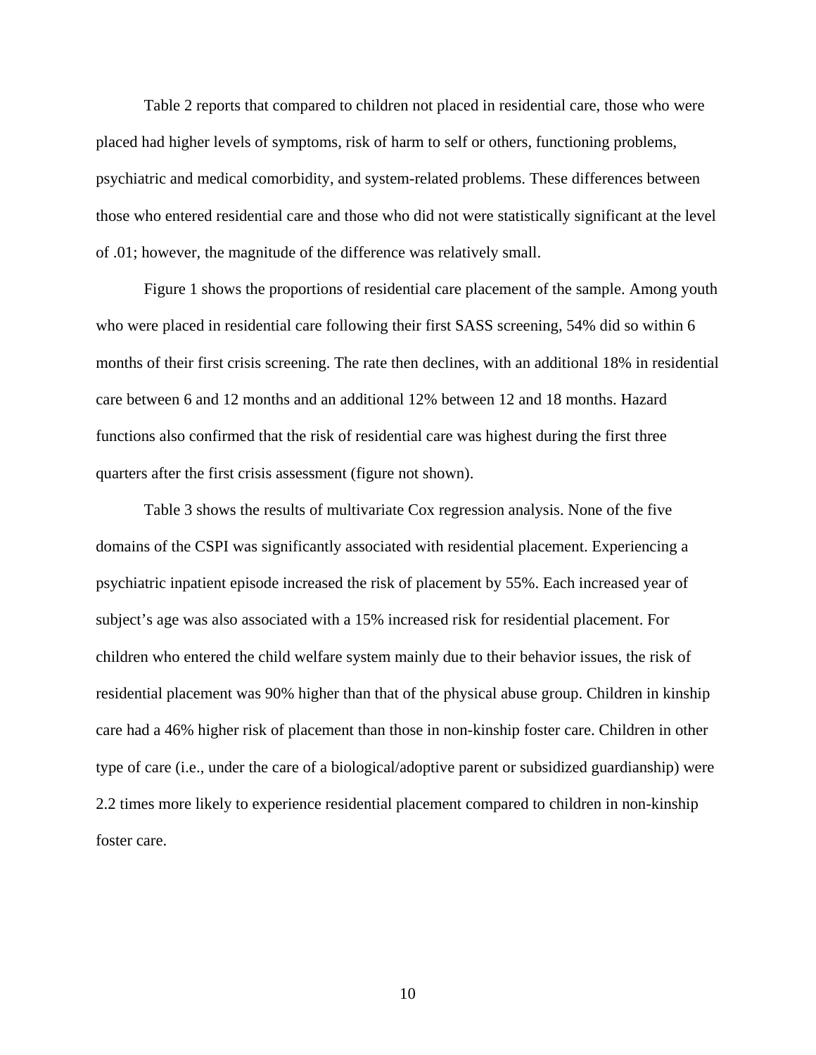Table 2 reports that compared to children not placed in residential care, those who were placed had higher levels of symptoms, risk of harm to self or others, functioning problems, psychiatric and medical comorbidity, and system-related problems. These differences between those who entered residential care and those who did not were statistically significant at the level of .01; however, the magnitude of the difference was relatively small.

Figure 1 shows the proportions of residential care placement of the sample. Among youth who were placed in residential care following their first SASS screening, 54% did so within 6 months of their first crisis screening. The rate then declines, with an additional 18% in residential care between 6 and 12 months and an additional 12% between 12 and 18 months. Hazard functions also confirmed that the risk of residential care was highest during the first three quarters after the first crisis assessment (figure not shown).

Table 3 shows the results of multivariate Cox regression analysis. None of the five domains of the CSPI was significantly associated with residential placement. Experiencing a psychiatric inpatient episode increased the risk of placement by 55%. Each increased year of subject's age was also associated with a 15% increased risk for residential placement. For children who entered the child welfare system mainly due to their behavior issues, the risk of residential placement was 90% higher than that of the physical abuse group. Children in kinship care had a 46% higher risk of placement than those in non-kinship foster care. Children in other type of care (i.e., under the care of a biological/adoptive parent or subsidized guardianship) were 2.2 times more likely to experience residential placement compared to children in non-kinship foster care.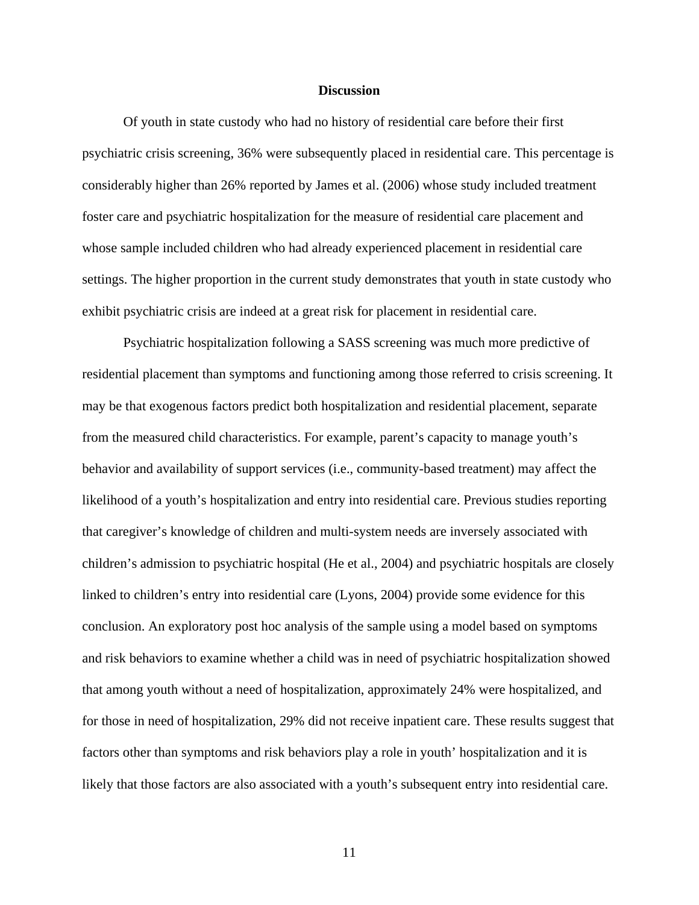## Discussion

Of youth in state custody who had no history of residential care before their first psychiatric crisis screening, 36% were subsequently placed in residential care. This percentage is considerably higher than 26% reported by James et al. (2006) whose study included treatment foster care and psychiatric hospitalization for the measure of residential care placement and whose sample included children who had already experienced placement in residential care settings. The higher proportion in the current study demonstrates that youth in state custody who exhibit psychiatric crisis are indeed at a great risk for placement in residential care.

Psychiatric hospitalization following a SASS screening was much more predictive of residential placement than symptoms and functioning among those referred to crisis screening. It may be that exogenous factors predict both hospitalization and residential placement, separate from the measured child characteristics. For example, parent's capacity to manage youth's behavior and availability of support services (i.e., community-based treatment) may affect the likelihood of a youth's hospitalization and entry into residential care. Previous studies reporting that caregiver's knowledge of children and multi-system needs are inversely associated with children's admission to psychiatric hospital (He et al., 2004) and psychiatric hospitals are closely linked to children's entry into residential care (Lyons, 2004) provide some evidence for this conclusion. An exploratory post hoc analysis of the sample using a model based on symptoms and risk behaviors to examine whether a child was in need of psychiatric hospitalization showed that among youth without a need of hospitalization, approximately 24% were hospitalized, and for those in need of hospitalization, 29% did not receive inpatient care. These results suggest that factors other than symptoms and risk behaviors play a role in youth' hospitalization and it is likely that those factors are also associated with a youth's subsequent entry into residential care.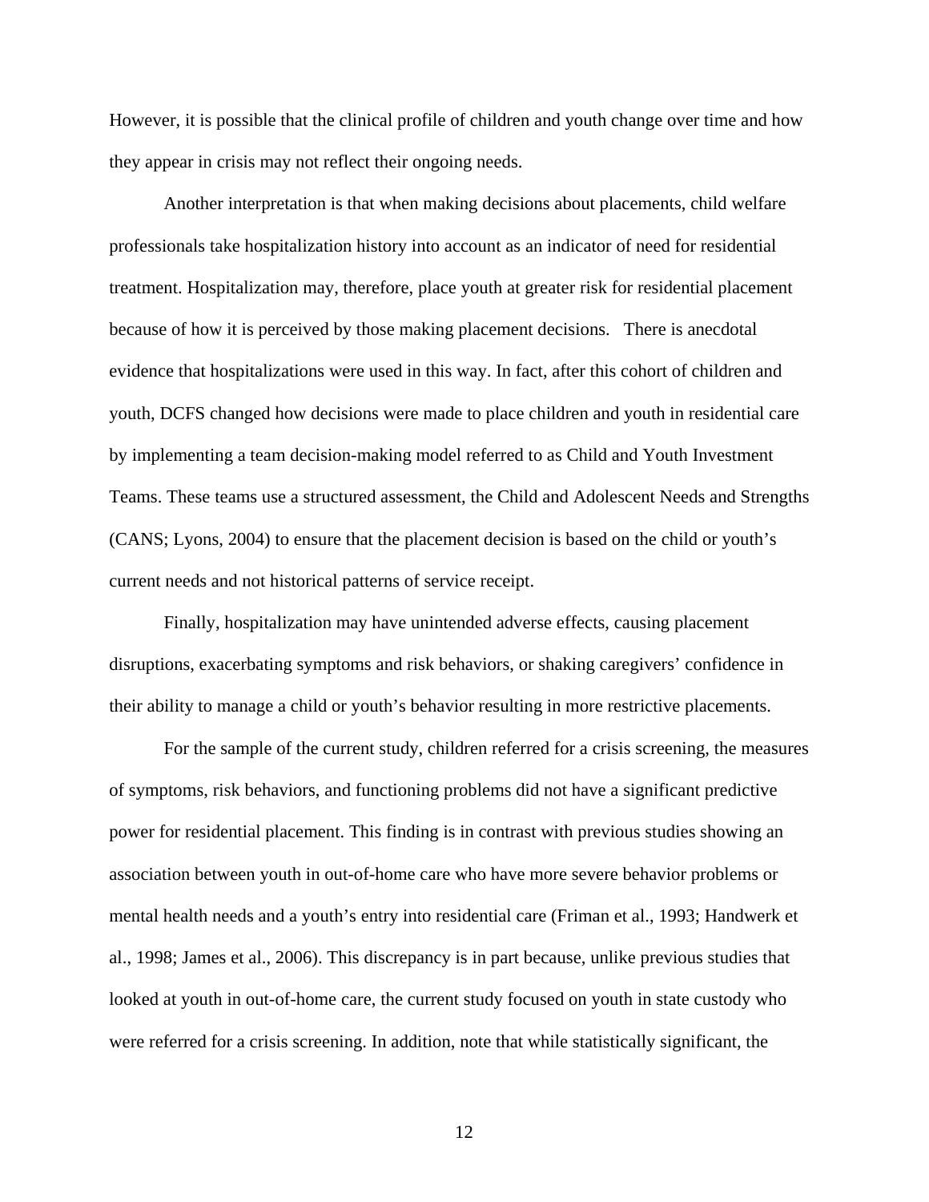However, it is possible that the clinical profile of children and youth change over time and how they appear in crisis may not reflect their ongoing needs.

Another interpretation is that when making decisions about placements, child welfare professionals take hospitalization history into account as an indicator of need for residential treatment. Hospitalization may, therefore, place youth at greater risk for residential placement because of how it is perceived by those making placement decisions. There is anecdotal evidence that hospitalizations were used in this way. In fact, after this cohort of children and youth, DCFS changed how decisions were made to place children and youth in residential care by implementing a team decision-making model referred to as Child and Youth Investment Teams. These teams use a structured assessment, the Child and Adolescent Needs and Strengths (CANS; Lyons, 2004) to ensure that the placement decision is based on the child or youth's current needs and not historical patterns of service receipt.

Finally, hospitalization may have unintended adverse effects, causing placement disruptions, exacerbating symptoms and risk behaviors, or shaking caregivers' confidence in their ability to manage a child or youth's behavior resulting in more restrictive placements.

For the sample of the current study, children referred for a crisis screening, the measures of symptoms, risk behaviors, and functioning problems did not have a significant predictive power for residential placement. This finding is in contrast with previous studies showing an association between youth in out-of-home care who have more severe behavior problems or mental health needs and a youth's entry into residential care (Friman et al., 1993; Handwerk et al., 1998; James et al., 2006). This discrepancy is in part because, unlike previous studies that looked at youth in out-of-home care, the current study focused on youth in state custody who were referred for a crisis screening. In addition, note that while statistically significant, the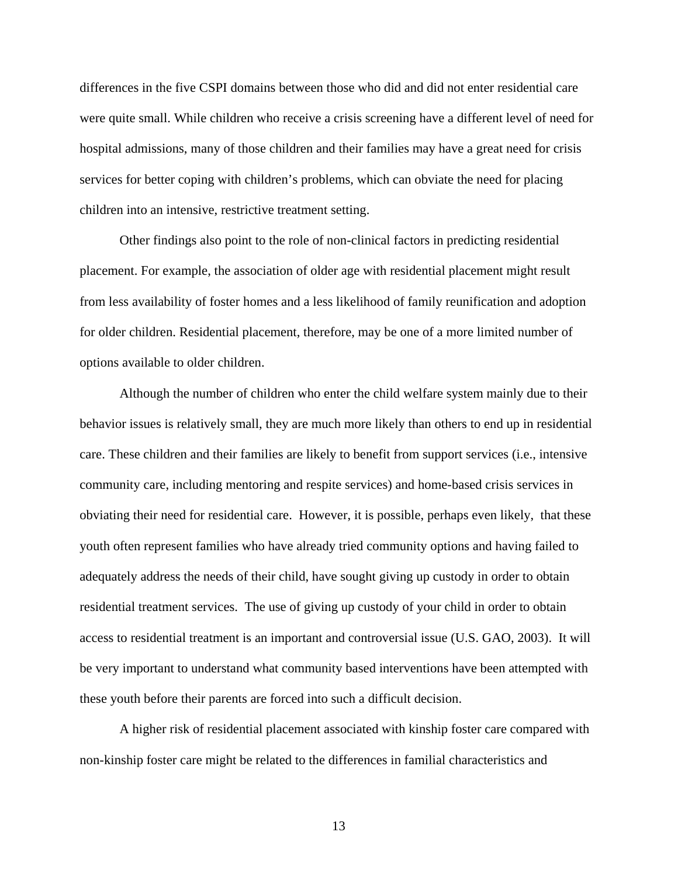differences in the five CSPI domains between those who did and did not enter residential care were quite small. While children who receive a crisis screening have a different level of need for hospital admissions, many of those children and their families may have a great need for crisis services for better coping with children's problems, which can obviate the need for placing children into an intensive, restrictive treatment setting.

Other findings also point to the role of non-clinical factors in predicting residential placement. For example, the association of older age with residential placement might result from less availability of foster homes and a less likelihood of family reunification and adoption for older children. Residential placement, therefore, may be one of a more limited number of options available to older children.

Although the number of children who enter the child welfare system mainly due to their behavior issues is relatively small, they are much more likely than others to end up in residential care. These children and their families are likely to benefit from support services (i.e., intensive community care, including mentoring and respite services) and home-based crisis services in obviating their need for residential care. However, it is possible, perhaps even likely, that these youth often represent families who have already tried community options and having failed to adequately address the needs of their child, have sought giving up custody in order to obtain residential treatment services. The use of giving up custody of your child in order to obtain access to residential treatment is an important and controversial issue (U.S. GAO, 2003). It will be very important to understand what community based interventions have been attempted with these youth before their parents are forced into such a difficult decision.

A higher risk of residential placement associated with kinship foster care compared with non-kinship foster care might be related to the differences in familial characteristics and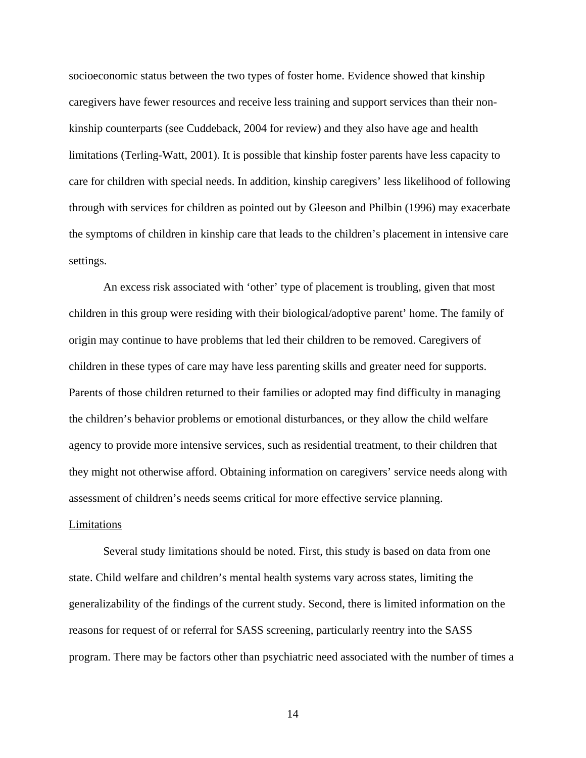socioeconomic status between the two types of foster home. Evidence showed that kinship caregivers have fewer resources and receive less training and support services than their non-kinship counterparts (see Cuddeback, 2004 for review) and they also have age and health limitations (Terling-Watt, 2001). It is possible that kinship foster parents have less capacity to care for children with special needs. In addition, kinship caregivers' less likelihood of following through with services for children as pointed out by Gleeson and Philbin (1996) may exacerbate the symptoms of children in kinship care that leads to the children's placement in intensive care settings.

An excess risk associated with 'other' type of placement is troubling, given that most children in this group were residing with their biological/adoptive parent' home. The family of origin may continue to have problems that led their children to be removed. Caregivers of children in these types of care may have less parenting skills and greater need for supports. Parents of those children returned to their families or adopted may find difficulty in managing the children's behavior problems or emotional disturbances, or they allow the child welfare agency to provide more intensive services, such as residential treatment, to their children that they might not otherwise afford. Obtaining information on caregivers' service needs along with assessment of children's needs seems critical for more effective service planning.

Limitations

Several study limitations should be noted. First, this study is based on data from one state. Child welfare and children's mental health systems vary across states, limiting the generalizability of the findings of the current study. Second, there is limited information on the reasons for request of or referral for SASS screening, particularly reentry into the SASS program. There may be factors other than psychiatric need associated with the number of times a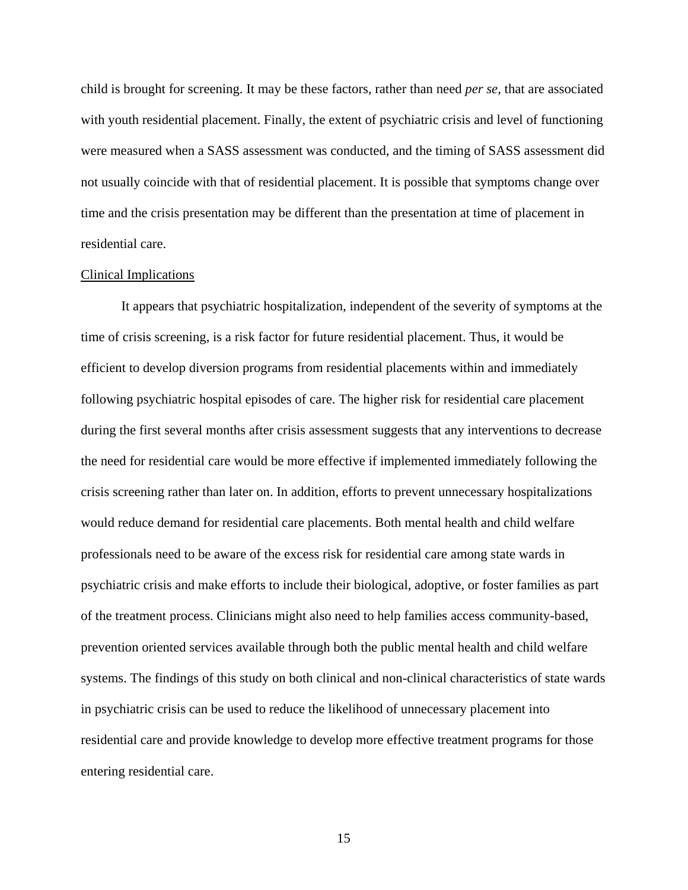child is brought for screening. It may be these factors, rather than need *per se*, that are associated with youth residential placement. Finally, the extent of psychiatric crisis and level of functioning were measured when a SASS assessment was conducted, and the timing of SASS assessment did not usually coincide with that of residential placement. It is possible that symptoms change over time and the crisis presentation may be different than the presentation at time of placement in residential care.

## Clinical Implications

It appears that psychiatric hospitalization, independent of the severity of symptoms at the time of crisis screening, is a risk factor for future residential placement. Thus, it would be efficient to develop diversion programs from residential placements within and immediately following psychiatric hospital episodes of care. The higher risk for residential care placement during the first several months after crisis assessment suggests that any interventions to decrease the need for residential care would be more effective if implemented immediately following the crisis screening rather than later on. In addition, efforts to prevent unnecessary hospitalizations would reduce demand for residential care placements. Both mental health and child welfare professionals need to be aware of the excess risk for residential care among state wards in psychiatric crisis and make efforts to include their biological, adoptive, or foster families as part of the treatment process. Clinicians might also need to help families access community-based, prevention oriented services available through both the public mental health and child welfare systems. The findings of this study on both clinical and non-clinical characteristics of state wards in psychiatric crisis can be used to reduce the likelihood of unnecessary placement into residential care and provide knowledge to develop more effective treatment programs for those entering residential care.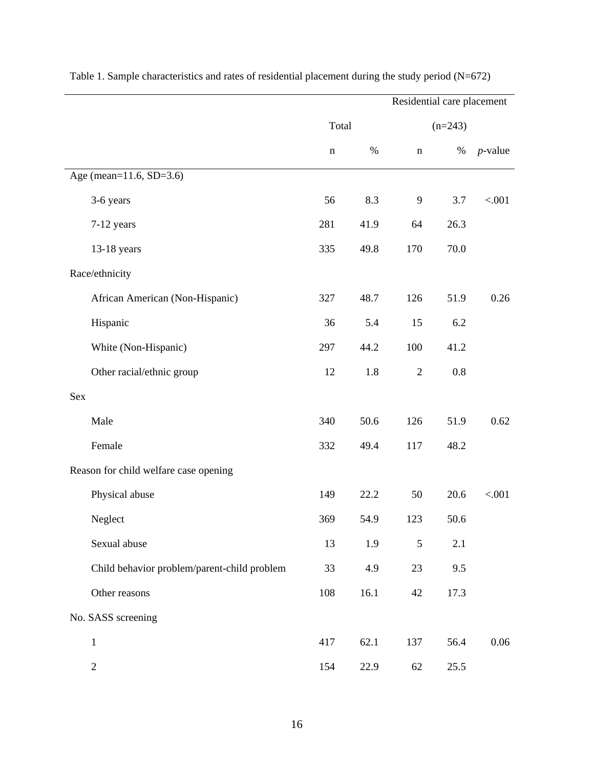Table 1. Sample characteristics and rates of residential placement during the study period (N=672)

| | Total | | Residential care placement (n=243) | | |
|---|---|---|---|---|---|
| | n | % | n | % | *p*-value |
| Age (mean=11.6, SD=3.6) | | | | | |
| 3-6 years | 56 | 8.3 | 9 | 3.7 | <.001 |
| 7-12 years | 281 | 41.9 | 64 | 26.3 | |
| 13-18 years | 335 | 49.8 | 170 | 70.0 | |
| Race/ethnicity | | | | | |
| African American (Non-Hispanic) | 327 | 48.7 | 126 | 51.9 | 0.26 |
| Hispanic | 36 | 5.4 | 15 | 6.2 | |
| White (Non-Hispanic) | 297 | 44.2 | 100 | 41.2 | |
| Other racial/ethnic group | 12 | 1.8 | 2 | 0.8 | |
| Sex | | | | | |
| Male | 340 | 50.6 | 126 | 51.9 | 0.62 |
| Female | 332 | 49.4 | 117 | 48.2 | |
| Reason for child welfare case opening | | | | | |
| Physical abuse | 149 | 22.2 | 50 | 20.6 | <.001 |
| Neglect | 369 | 54.9 | 123 | 50.6 | |
| Sexual abuse | 13 | 1.9 | 5 | 2.1 | |
| Child behavior problem/parent-child problem | 33 | 4.9 | 23 | 9.5 | |
| Other reasons | 108 | 16.1 | 42 | 17.3 | |
| No. SASS screening | | | | | |
| 1 | 417 | 62.1 | 137 | 56.4 | 0.06 |
| 2 | 154 | 22.9 | 62 | 25.5 | |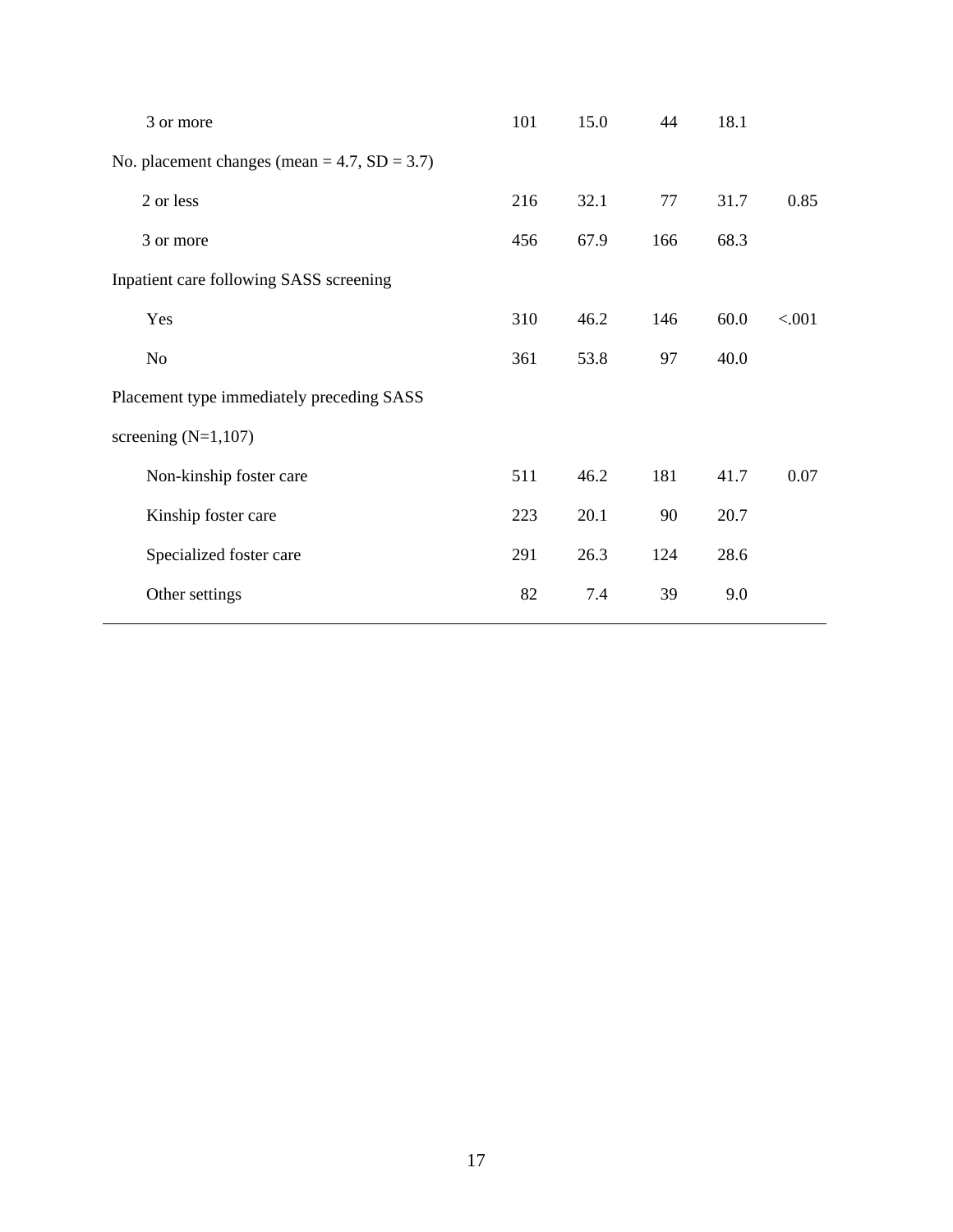| | | | | | |
|---|---|---|---|---|---|
| 3 or more | 101 | 15.0 | 44 | 18.1 | |
| No. placement changes (mean = 4.7, SD = 3.7) | | | | | |
| 2 or less | 216 | 32.1 | 77 | 31.7 | 0.85 |
| 3 or more | 456 | 67.9 | 166 | 68.3 | |
| Inpatient care following SASS screening | | | | | |
| Yes | 310 | 46.2 | 146 | 60.0 | <.001 |
| No | 361 | 53.8 | 97 | 40.0 | |
| Placement type immediately preceding SASS screening (N=1,107) | | | | | |
| Non-kinship foster care | 511 | 46.2 | 181 | 41.7 | 0.07 |
| Kinship foster care | 223 | 20.1 | 90 | 20.7 | |
| Specialized foster care | 291 | 26.3 | 124 | 28.6 | |
| Other settings | 82 | 7.4 | 39 | 9.0 | |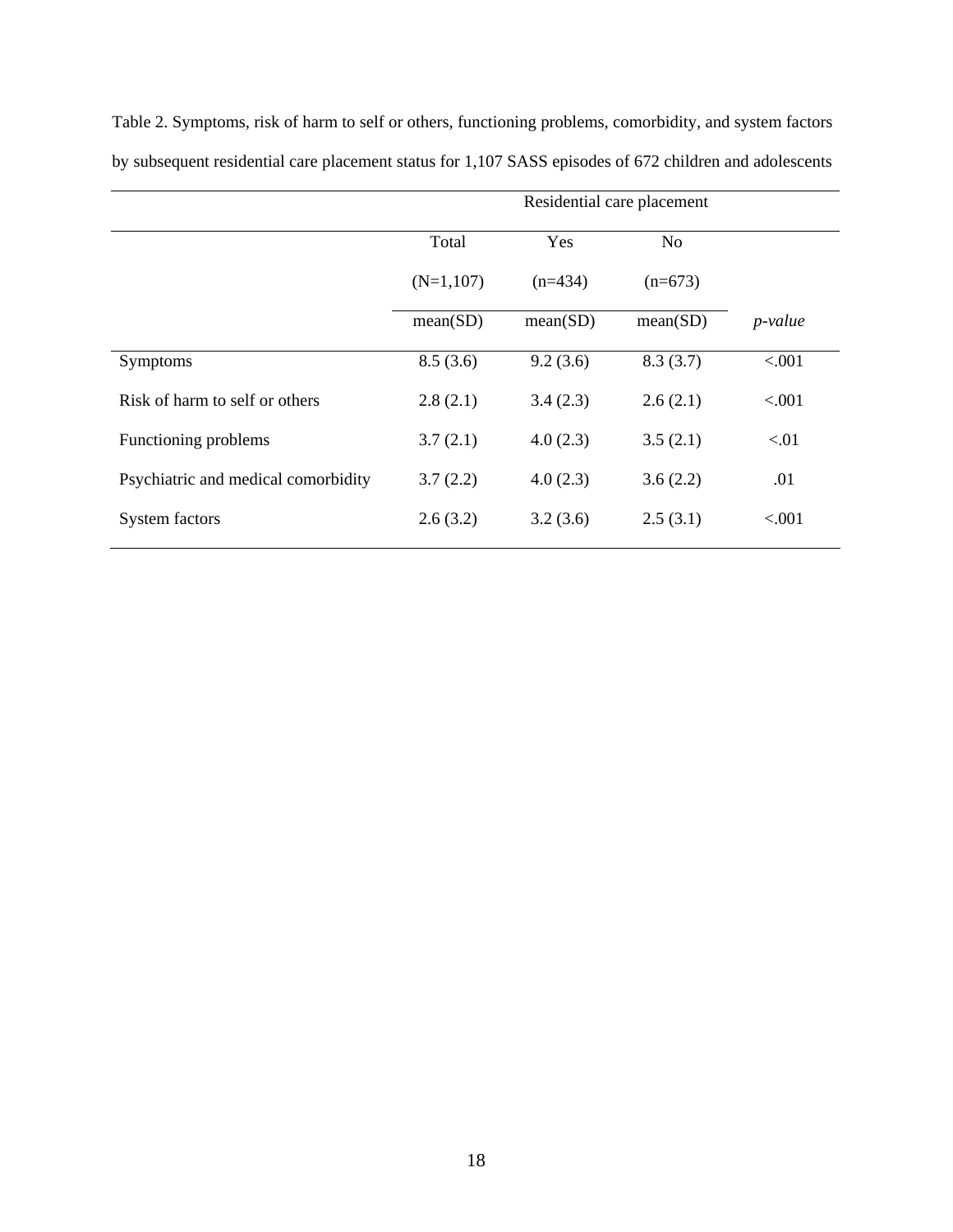Table 2. Symptoms, risk of harm to self or others, functioning problems, comorbidity, and system factors by subsequent residential care placement status for 1,107 SASS episodes of 672 children and adolescents

| | Residential care placement | | | |
|---|---|---|---|---|
| | Total (N=1,107) | Yes (n=434) | No (n=673) | |
| | mean(SD) | mean(SD) | mean(SD) | *p-value* |
| Symptoms | 8.5 (3.6) | 9.2 (3.6) | 8.3 (3.7) | <.001 |
| Risk of harm to self or others | 2.8 (2.1) | 3.4 (2.3) | 2.6 (2.1) | <.001 |
| Functioning problems | 3.7 (2.1) | 4.0 (2.3) | 3.5 (2.1) | <.01 |
| Psychiatric and medical comorbidity | 3.7 (2.2) | 4.0 (2.3) | 3.6 (2.2) | .01 |
| System factors | 2.6 (3.2) | 3.2 (3.6) | 2.5 (3.1) | <.001 |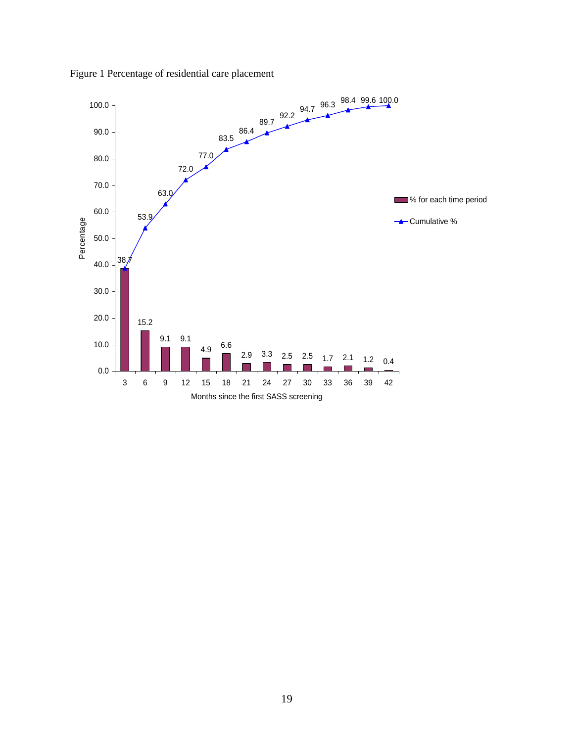Figure 1 Percentage of residential care placement

| Months since the first SASS screening | % for each time period | Cumulative % |
|---|---|---|
| 3 | 38.7 | 38.7 |
| 6 | 15.2 | 53.9 |
| 9 | 9.1 | 63.0 |
| 12 | 9.1 | 72.0 |
| 15 | 4.9 | 77.0 |
| 18 | 6.6 | 83.5 |
| 21 | 2.9 | 86.4 |
| 24 | 3.3 | 89.7 |
| 27 | 2.5 | 92.2 |
| 30 | 2.5 | 94.7 |
| 33 | 1.7 | 96.3 |
| 36 | 2.1 | 98.4 |
| 39 | 1.2 | 99.6 |
| 42 | 0.4 | 100.0 |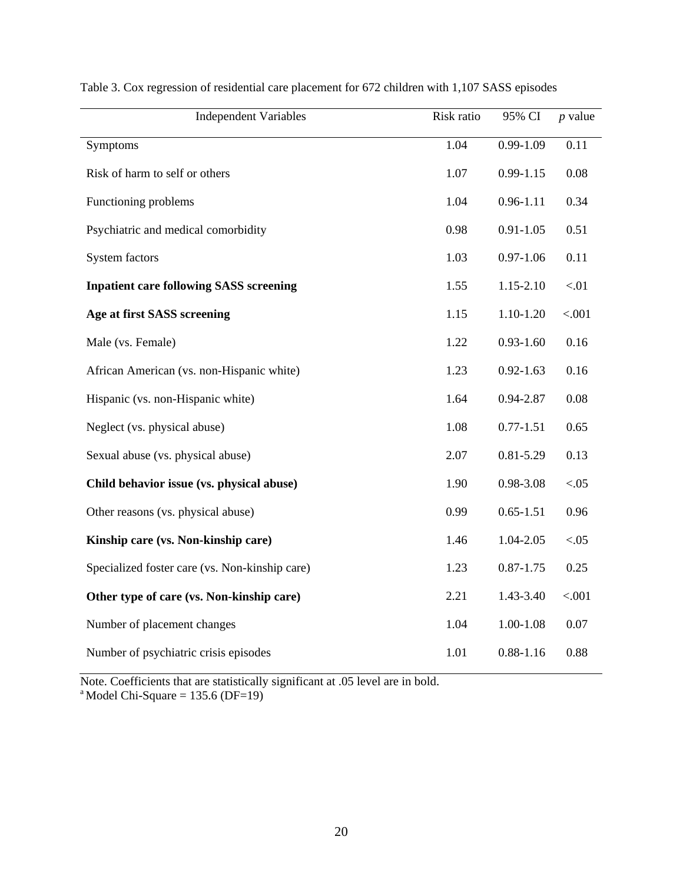Table 3. Cox regression of residential care placement for 672 children with 1,107 SASS episodes

| Independent Variables | Risk ratio | 95% CI | *p* value |
|---|---|---|---|
| Symptoms | 1.04 | 0.99-1.09 | 0.11 |
| Risk of harm to self or others | 1.07 | 0.99-1.15 | 0.08 |
| Functioning problems | 1.04 | 0.96-1.11 | 0.34 |
| Psychiatric and medical comorbidity | 0.98 | 0.91-1.05 | 0.51 |
| System factors | 1.03 | 0.97-1.06 | 0.11 |
| **Inpatient care following SASS screening** | 1.55 | 1.15-2.10 | <.01 |
| **Age at first SASS screening** | 1.15 | 1.10-1.20 | <.001 |
| Male (vs. Female) | 1.22 | 0.93-1.60 | 0.16 |
| African American (vs. non-Hispanic white) | 1.23 | 0.92-1.63 | 0.16 |
| Hispanic (vs. non-Hispanic white) | 1.64 | 0.94-2.87 | 0.08 |
| Neglect (vs. physical abuse) | 1.08 | 0.77-1.51 | 0.65 |
| Sexual abuse (vs. physical abuse) | 2.07 | 0.81-5.29 | 0.13 |
| **Child behavior issue (vs. physical abuse)** | 1.90 | 0.98-3.08 | <.05 |
| Other reasons (vs. physical abuse) | 0.99 | 0.65-1.51 | 0.96 |
| **Kinship care (vs. Non-kinship care)** | 1.46 | 1.04-2.05 | <.05 |
| Specialized foster care (vs. Non-kinship care) | 1.23 | 0.87-1.75 | 0.25 |
| **Other type of care (vs. Non-kinship care)** | 2.21 | 1.43-3.40 | <.001 |
| Number of placement changes | 1.04 | 1.00-1.08 | 0.07 |
| Number of psychiatric crisis episodes | 1.01 | 0.88-1.16 | 0.88 |

Note. Coefficients that are statistically significant at .05 level are in bold.
[a] Model Chi-Square = 135.6 (DF=19)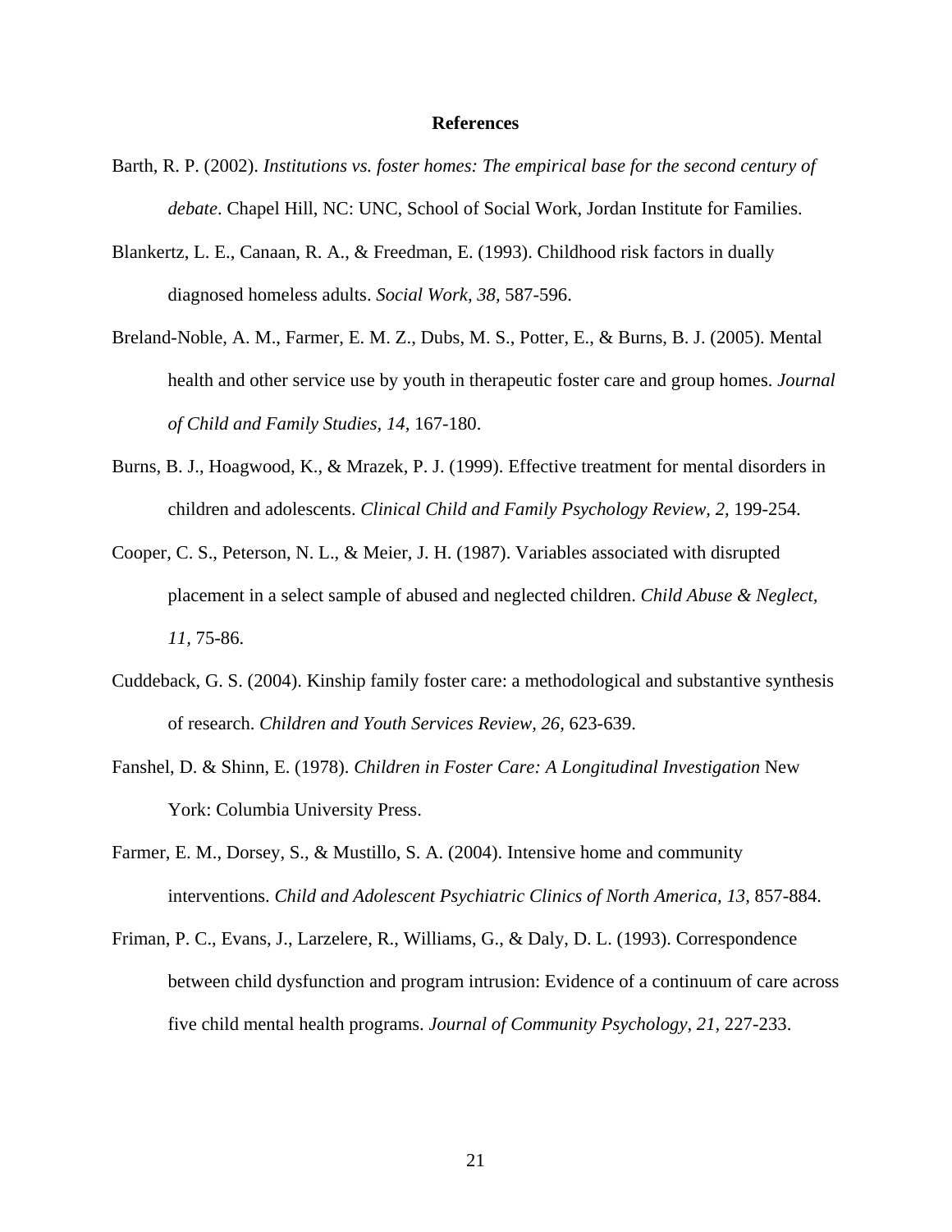# References

Barth, R. P. (2002). *Institutions vs. foster homes: The empirical base for the second century of debate*. Chapel Hill, NC: UNC, School of Social Work, Jordan Institute for Families.

Blankertz, L. E., Canaan, R. A., & Freedman, E. (1993). Childhood risk factors in dually diagnosed homeless adults. *Social Work, 38,* 587-596.

Breland-Noble, A. M., Farmer, E. M. Z., Dubs, M. S., Potter, E., & Burns, B. J. (2005). Mental health and other service use by youth in therapeutic foster care and group homes. *Journal of Child and Family Studies, 14,* 167-180.

Burns, B. J., Hoagwood, K., & Mrazek, P. J. (1999). Effective treatment for mental disorders in children and adolescents. *Clinical Child and Family Psychology Review, 2,* 199-254.

Cooper, C. S., Peterson, N. L., & Meier, J. H. (1987). Variables associated with disrupted placement in a select sample of abused and neglected children. *Child Abuse & Neglect, 11,* 75-86.

Cuddeback, G. S. (2004). Kinship family foster care: a methodological and substantive synthesis of research. *Children and Youth Services Review, 26,* 623-639.

Fanshel, D. & Shinn, E. (1978). *Children in Foster Care: A Longitudinal Investigation* New York: Columbia University Press.

Farmer, E. M., Dorsey, S., & Mustillo, S. A. (2004). Intensive home and community interventions. *Child and Adolescent Psychiatric Clinics of North America, 13,* 857-884.

Friman, P. C., Evans, J., Larzelere, R., Williams, G., & Daly, D. L. (1993). Correspondence between child dysfunction and program intrusion: Evidence of a continuum of care across five child mental health programs. *Journal of Community Psychology, 21,* 227-233.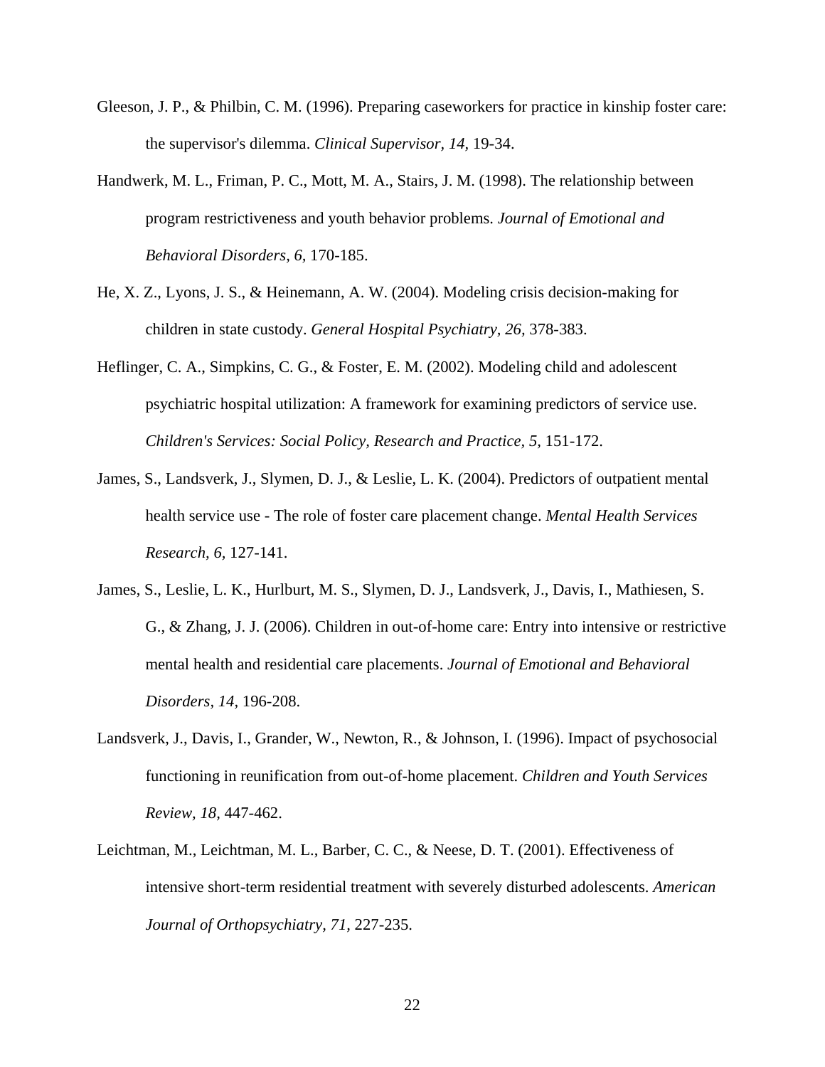Gleeson, J. P., & Philbin, C. M. (1996). Preparing caseworkers for practice in kinship foster care: the supervisor's dilemma. *Clinical Supervisor, 14,* 19-34.

Handwerk, M. L., Friman, P. C., Mott, M. A., Stairs, J. M. (1998). The relationship between program restrictiveness and youth behavior problems. *Journal of Emotional and Behavioral Disorders, 6,* 170-185.

He, X. Z., Lyons, J. S., & Heinemann, A. W. (2004). Modeling crisis decision-making for children in state custody. *General Hospital Psychiatry, 26,* 378-383.

Heflinger, C. A., Simpkins, C. G., & Foster, E. M. (2002). Modeling child and adolescent psychiatric hospital utilization: A framework for examining predictors of service use. *Children's Services: Social Policy, Research and Practice, 5,* 151-172.

James, S., Landsverk, J., Slymen, D. J., & Leslie, L. K. (2004). Predictors of outpatient mental health service use - The role of foster care placement change. *Mental Health Services Research, 6,* 127-141.

James, S., Leslie, L. K., Hurlburt, M. S., Slymen, D. J., Landsverk, J., Davis, I., Mathiesen, S. G., & Zhang, J. J. (2006). Children in out-of-home care: Entry into intensive or restrictive mental health and residential care placements. *Journal of Emotional and Behavioral Disorders, 14,* 196-208.

Landsverk, J., Davis, I., Grander, W., Newton, R., & Johnson, I. (1996). Impact of psychosocial functioning in reunification from out-of-home placement. *Children and Youth Services Review, 18,* 447-462.

Leichtman, M., Leichtman, M. L., Barber, C. C., & Neese, D. T. (2001). Effectiveness of intensive short-term residential treatment with severely disturbed adolescents. *American Journal of Orthopsychiatry, 71,* 227-235.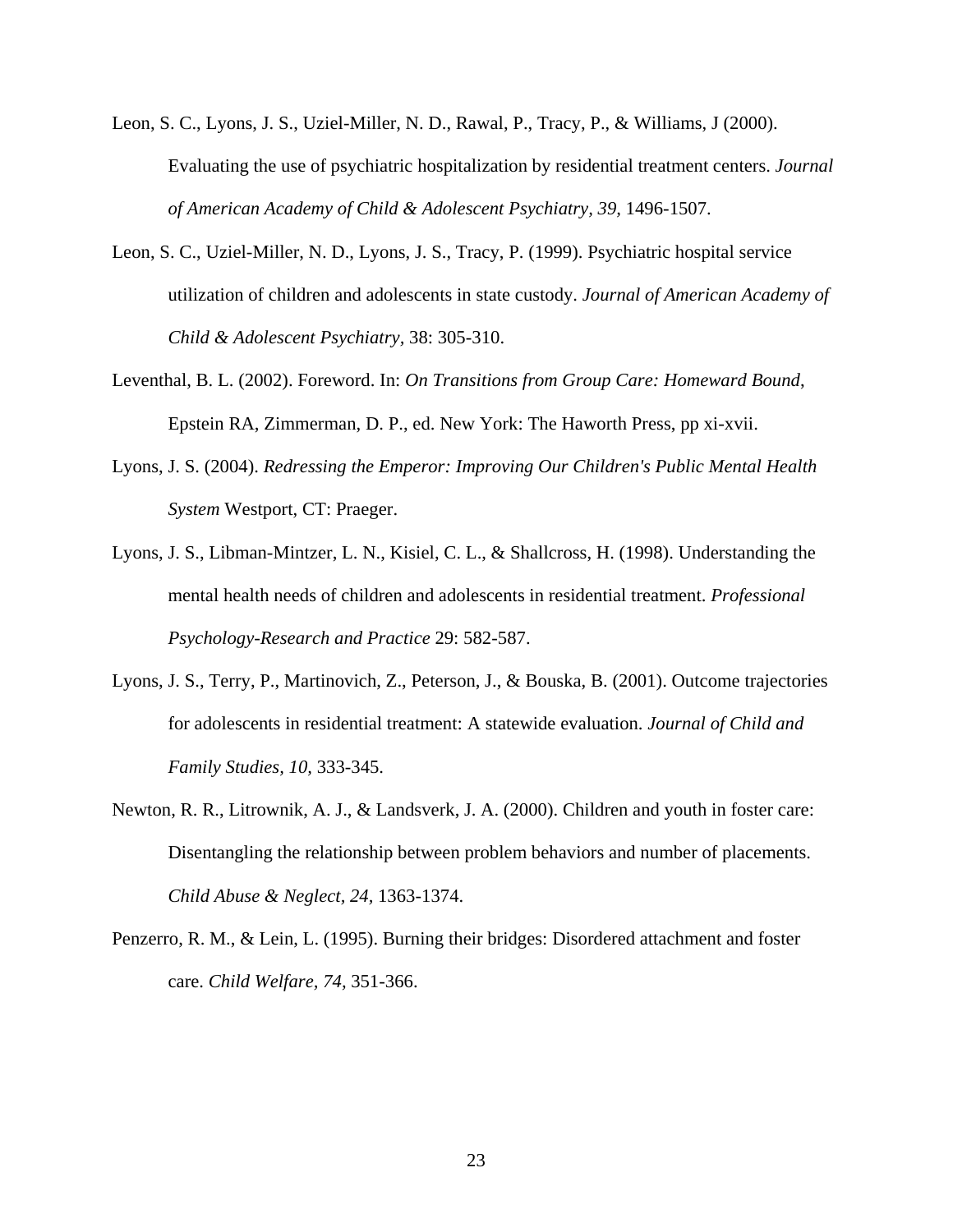Leon, S. C., Lyons, J. S., Uziel-Miller, N. D., Rawal, P., Tracy, P., & Williams, J (2000). Evaluating the use of psychiatric hospitalization by residential treatment centers. *Journal of American Academy of Child & Adolescent Psychiatry, 39,* 1496-1507.

Leon, S. C., Uziel-Miller, N. D., Lyons, J. S., Tracy, P. (1999). Psychiatric hospital service utilization of children and adolescents in state custody. *Journal of American Academy of Child & Adolescent Psychiatry,* 38: 305-310.

Leventhal, B. L. (2002). Foreword. In: *On Transitions from Group Care: Homeward Bound*, Epstein RA, Zimmerman, D. P., ed. New York: The Haworth Press, pp xi-xvii.

Lyons, J. S. (2004). *Redressing the Emperor: Improving Our Children's Public Mental Health System* Westport, CT: Praeger.

Lyons, J. S., Libman-Mintzer, L. N., Kisiel, C. L., & Shallcross, H. (1998). Understanding the mental health needs of children and adolescents in residential treatment. *Professional Psychology-Research and Practice* 29: 582-587.

Lyons, J. S., Terry, P., Martinovich, Z., Peterson, J., & Bouska, B. (2001). Outcome trajectories for adolescents in residential treatment: A statewide evaluation. *Journal of Child and Family Studies, 10,* 333-345.

Newton, R. R., Litrownik, A. J., & Landsverk, J. A. (2000). Children and youth in foster care: Disentangling the relationship between problem behaviors and number of placements. *Child Abuse & Neglect, 24,* 1363-1374.

Penzerro, R. M., & Lein, L. (1995). Burning their bridges: Disordered attachment and foster care. *Child Welfare, 74,* 351-366.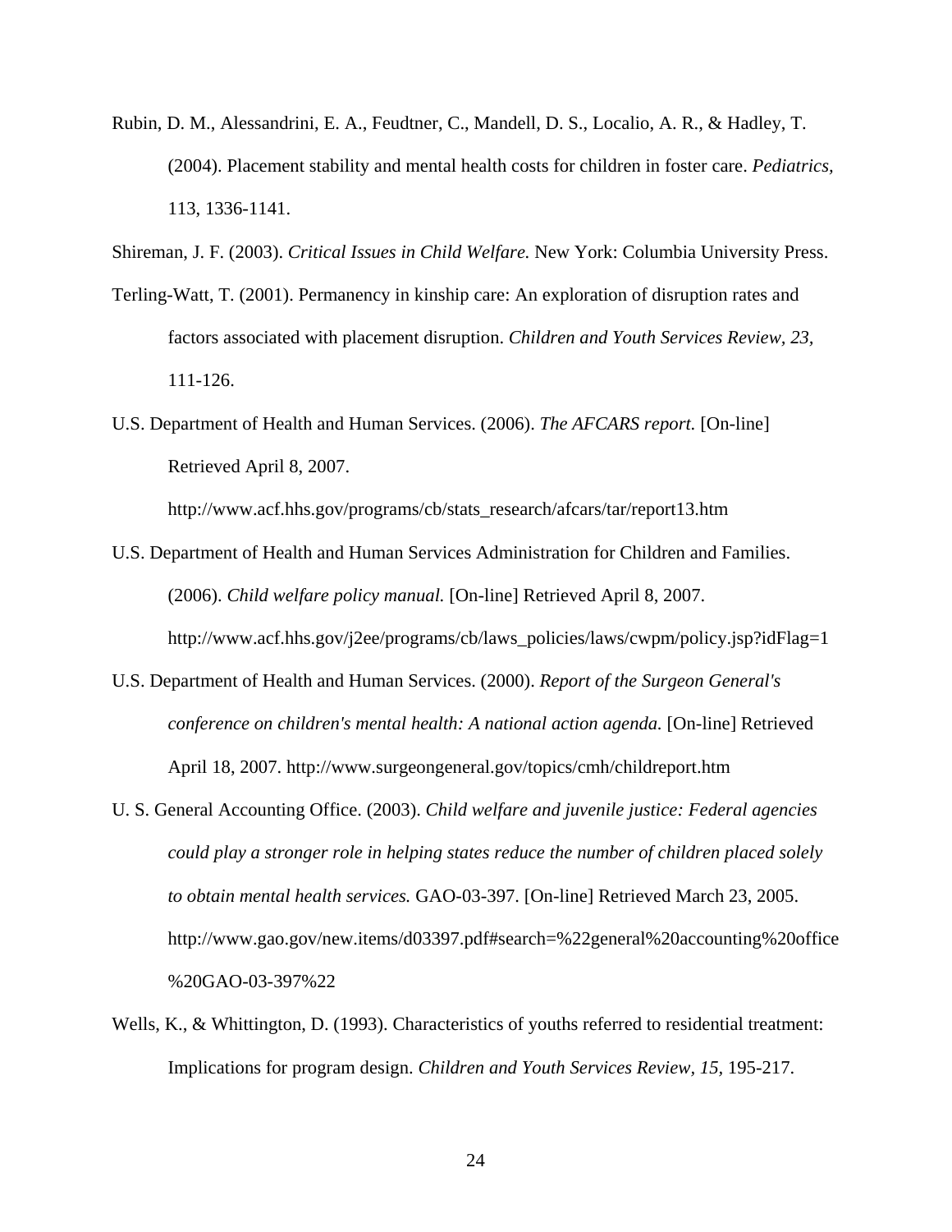Rubin, D. M., Alessandrini, E. A., Feudtner, C., Mandell, D. S., Localio, A. R., & Hadley, T. (2004). Placement stability and mental health costs for children in foster care. *Pediatrics,* 113, 1336-1141.

Shireman, J. F. (2003). *Critical Issues in Child Welfare.* New York: Columbia University Press.

Terling-Watt, T. (2001). Permanency in kinship care: An exploration of disruption rates and factors associated with placement disruption. *Children and Youth Services Review*, *23*, 111-126.

U.S. Department of Health and Human Services. (2006). *The AFCARS report.* [On-line] Retrieved April 8, 2007. http://www.acf.hhs.gov/programs/cb/stats_research/afcars/tar/report13.htm

U.S. Department of Health and Human Services Administration for Children and Families. (2006). *Child welfare policy manual.* [On-line] Retrieved April 8, 2007. http://www.acf.hhs.gov/j2ee/programs/cb/laws_policies/laws/cwpm/policy.jsp?idFlag=1

U.S. Department of Health and Human Services. (2000). *Report of the Surgeon General's conference on children's mental health: A national action agenda.* [On-line] Retrieved April 18, 2007. http://www.surgeongeneral.gov/topics/cmh/childreport.htm

U. S. General Accounting Office. (2003). *Child welfare and juvenile justice: Federal agencies could play a stronger role in helping states reduce the number of children placed solely to obtain mental health services.* GAO-03-397. [On-line] Retrieved March 23, 2005. http://www.gao.gov/new.items/d03397.pdf#search=%22general%20accounting%20office%20GAO-03-397%22

Wells, K., & Whittington, D. (1993). Characteristics of youths referred to residential treatment: Implications for program design. *Children and Youth Services Review, 15,* 195-217.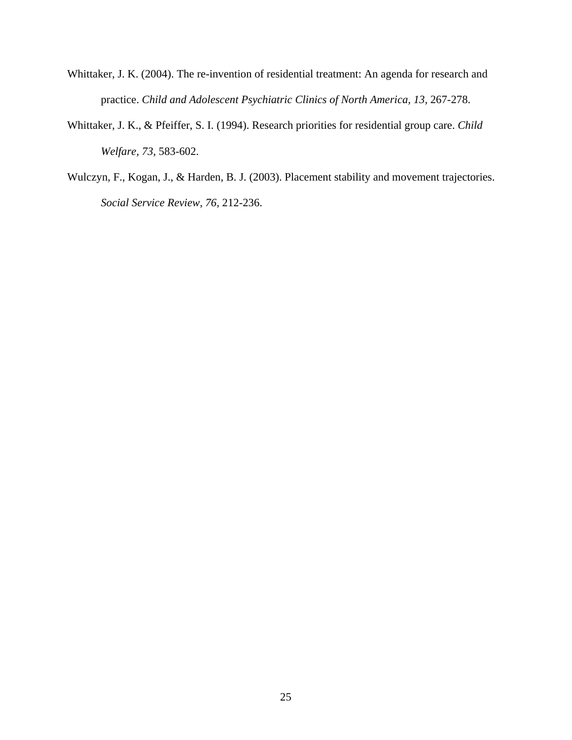Whittaker, J. K. (2004). The re-invention of residential treatment: An agenda for research and practice. *Child and Adolescent Psychiatric Clinics of North America, 13,* 267-278.

Whittaker, J. K., & Pfeiffer, S. I. (1994). Research priorities for residential group care. *Child Welfare, 73,* 583-602.

Wulczyn, F., Kogan, J., & Harden, B. J. (2003). Placement stability and movement trajectories. *Social Service Review, 76*, 212-236.